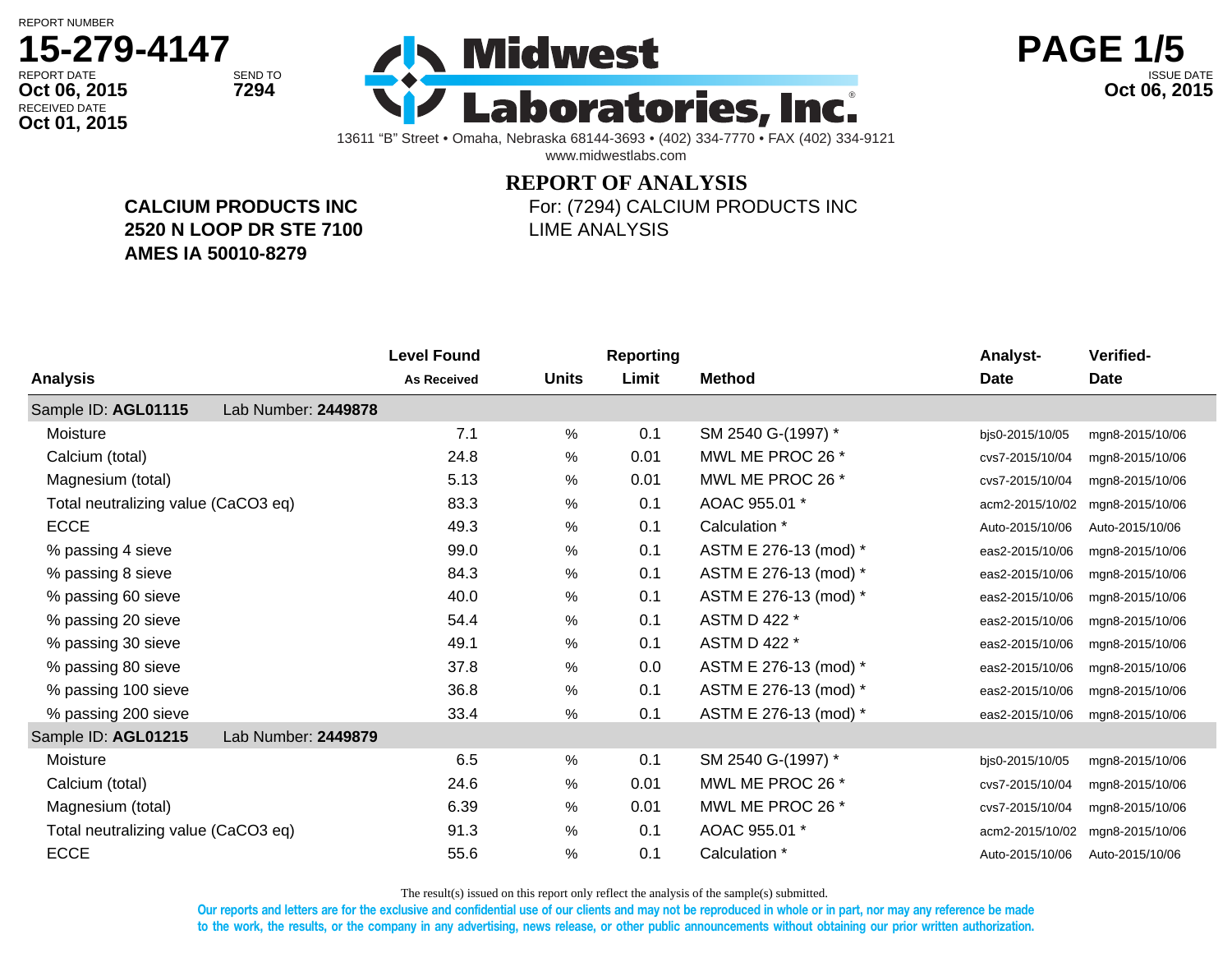REPORT NUMBER
**15-279-4147**

REPORT DATE **Oct 06, 2015** SEND TO **7294**
RECEIVED DATE **Oct 01, 2015**

ISSUE DATE **Oct 06, 2015**

# Midwest Laboratories, Inc.

13611 "B" Street • Omaha, Nebraska 68144-3693 • (402) 334-7770 • FAX (402) 334-9121
www.midwestlabs.com

## REPORT OF ANALYSIS

**CALCIUM PRODUCTS INC**
**2520 N LOOP DR STE 7100**
**AMES IA 50010-8279**

For: (7294) CALCIUM PRODUCTS INC
LIME ANALYSIS

| Analysis | Level Found As Received | Units | Reporting Limit | Method | Analyst-Date | Verified-Date |
|---|---|---|---|---|---|---|
| Sample ID: **AGL01115** Lab Number: **2449878** | | | | | | |
| Moisture | 7.1 | % | 0.1 | SM 2540 G-(1997) * | bjs0-2015/10/05 | mgn8-2015/10/06 |
| Calcium (total) | 24.8 | % | 0.01 | MWL ME PROC 26 * | cvs7-2015/10/04 | mgn8-2015/10/06 |
| Magnesium (total) | 5.13 | % | 0.01 | MWL ME PROC 26 * | cvs7-2015/10/04 | mgn8-2015/10/06 |
| Total neutralizing value (CaCO3 eq) | 83.3 | % | 0.1 | AOAC 955.01 * | acm2-2015/10/02 | mgn8-2015/10/06 |
| ECCE | 49.3 | % | 0.1 | Calculation * | Auto-2015/10/06 | Auto-2015/10/06 |
| % passing 4 sieve | 99.0 | % | 0.1 | ASTM E 276-13 (mod) * | eas2-2015/10/06 | mgn8-2015/10/06 |
| % passing 8 sieve | 84.3 | % | 0.1 | ASTM E 276-13 (mod) * | eas2-2015/10/06 | mgn8-2015/10/06 |
| % passing 60 sieve | 40.0 | % | 0.1 | ASTM E 276-13 (mod) * | eas2-2015/10/06 | mgn8-2015/10/06 |
| % passing 20 sieve | 54.4 | % | 0.1 | ASTM D 422 * | eas2-2015/10/06 | mgn8-2015/10/06 |
| % passing 30 sieve | 49.1 | % | 0.1 | ASTM D 422 * | eas2-2015/10/06 | mgn8-2015/10/06 |
| % passing 80 sieve | 37.8 | % | 0.0 | ASTM E 276-13 (mod) * | eas2-2015/10/06 | mgn8-2015/10/06 |
| % passing 100 sieve | 36.8 | % | 0.1 | ASTM E 276-13 (mod) * | eas2-2015/10/06 | mgn8-2015/10/06 |
| % passing 200 sieve | 33.4 | % | 0.1 | ASTM E 276-13 (mod) * | eas2-2015/10/06 | mgn8-2015/10/06 |
| Sample ID: **AGL01215** Lab Number: **2449879** | | | | | | |
| Moisture | 6.5 | % | 0.1 | SM 2540 G-(1997) * | bjs0-2015/10/05 | mgn8-2015/10/06 |
| Calcium (total) | 24.6 | % | 0.01 | MWL ME PROC 26 * | cvs7-2015/10/04 | mgn8-2015/10/06 |
| Magnesium (total) | 6.39 | % | 0.01 | MWL ME PROC 26 * | cvs7-2015/10/04 | mgn8-2015/10/06 |
| Total neutralizing value (CaCO3 eq) | 91.3 | % | 0.1 | AOAC 955.01 * | acm2-2015/10/02 | mgn8-2015/10/06 |
| ECCE | 55.6 | % | 0.1 | Calculation * | Auto-2015/10/06 | Auto-2015/10/06 |

The result(s) issued on this report only reflect the analysis of the sample(s) submitted.

**Our reports and letters are for the exclusive and confidential use of our clients and may not be reproduced in whole or in part, nor may any reference be made to the work, the results, or the company in any advertising, news release, or other public announcements without obtaining our prior written authorization.**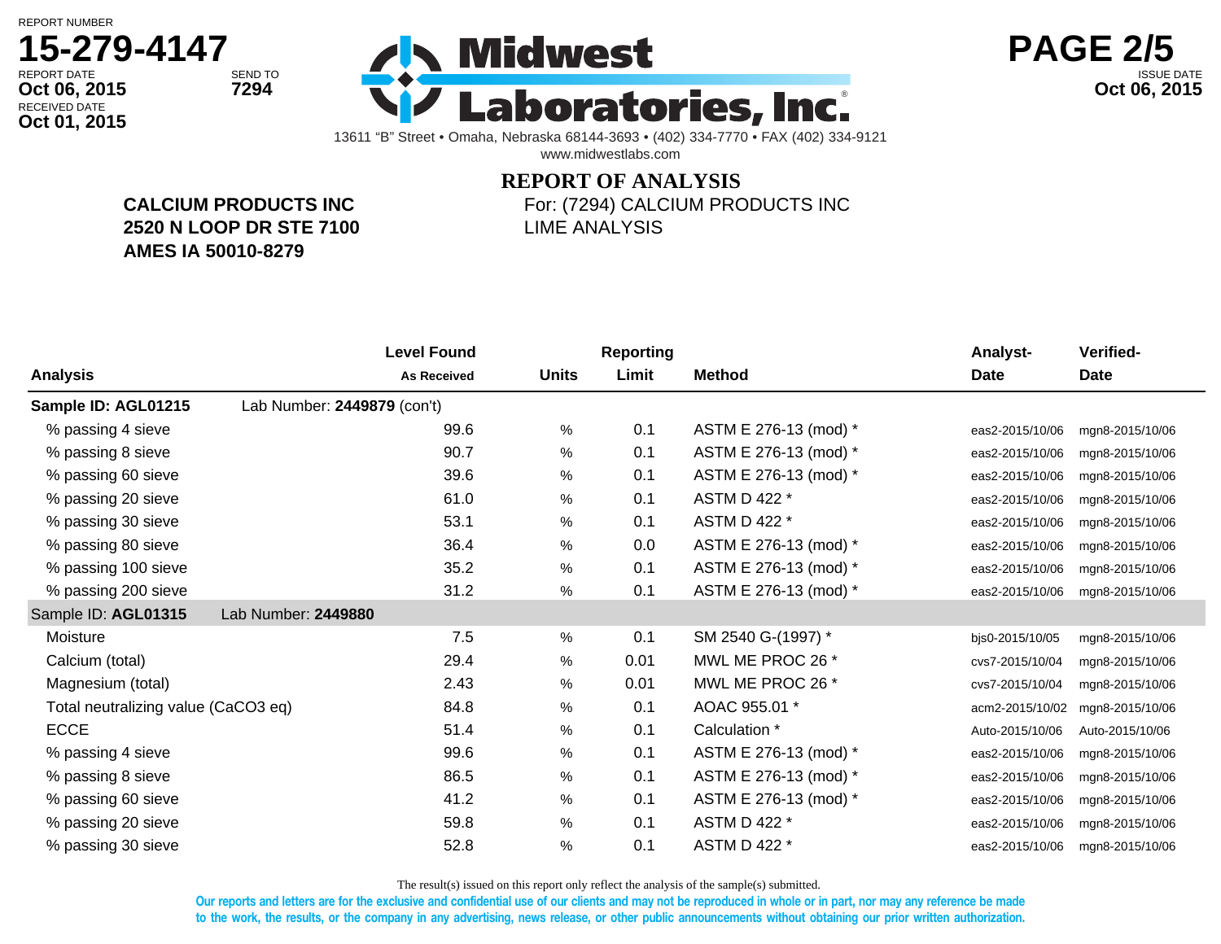REPORT NUMBER
**15-279-4147**

REPORT DATE
**Oct 06, 2015**

SEND TO
**7294**

RECEIVED DATE
**Oct 01, 2015**

**Midwest Laboratories, Inc.**

13611 "B" Street • Omaha, Nebraska 68144-3693 • (402) 334-7770 • FAX (402) 334-9121
www.midwestlabs.com

ISSUE DATE
**Oct 06, 2015**

## REPORT OF ANALYSIS

**CALCIUM PRODUCTS INC**
**2520 N LOOP DR STE 7100**
**AMES IA 50010-8279**

For: (7294) CALCIUM PRODUCTS INC
LIME ANALYSIS

| Analysis | Level Found As Received | Units | Reporting Limit | Method | Analyst-Date | Verified-Date |
|---|---|---|---|---|---|---|
| **Sample ID: AGL01215** Lab Number: **2449879** (con't) | | | | | | |
| % passing 4 sieve | 99.6 | % | 0.1 | ASTM E 276-13 (mod) * | eas2-2015/10/06 | mgn8-2015/10/06 |
| % passing 8 sieve | 90.7 | % | 0.1 | ASTM E 276-13 (mod) * | eas2-2015/10/06 | mgn8-2015/10/06 |
| % passing 60 sieve | 39.6 | % | 0.1 | ASTM E 276-13 (mod) * | eas2-2015/10/06 | mgn8-2015/10/06 |
| % passing 20 sieve | 61.0 | % | 0.1 | ASTM D 422 * | eas2-2015/10/06 | mgn8-2015/10/06 |
| % passing 30 sieve | 53.1 | % | 0.1 | ASTM D 422 * | eas2-2015/10/06 | mgn8-2015/10/06 |
| % passing 80 sieve | 36.4 | % | 0.0 | ASTM E 276-13 (mod) * | eas2-2015/10/06 | mgn8-2015/10/06 |
| % passing 100 sieve | 35.2 | % | 0.1 | ASTM E 276-13 (mod) * | eas2-2015/10/06 | mgn8-2015/10/06 |
| % passing 200 sieve | 31.2 | % | 0.1 | ASTM E 276-13 (mod) * | eas2-2015/10/06 | mgn8-2015/10/06 |
| Sample ID: **AGL01315** Lab Number: **2449880** | | | | | | |
| Moisture | 7.5 | % | 0.1 | SM 2540 G-(1997) * | bjs0-2015/10/05 | mgn8-2015/10/06 |
| Calcium (total) | 29.4 | % | 0.01 | MWL ME PROC 26 * | cvs7-2015/10/04 | mgn8-2015/10/06 |
| Magnesium (total) | 2.43 | % | 0.01 | MWL ME PROC 26 * | cvs7-2015/10/04 | mgn8-2015/10/06 |
| Total neutralizing value ($CaCO_3$ eq) | 84.8 | % | 0.1 | AOAC 955.01 * | acm2-2015/10/02 | mgn8-2015/10/06 |
| ECCE | 51.4 | % | 0.1 | Calculation * | Auto-2015/10/06 | Auto-2015/10/06 |
| % passing 4 sieve | 99.6 | % | 0.1 | ASTM E 276-13 (mod) * | eas2-2015/10/06 | mgn8-2015/10/06 |
| % passing 8 sieve | 86.5 | % | 0.1 | ASTM E 276-13 (mod) * | eas2-2015/10/06 | mgn8-2015/10/06 |
| % passing 60 sieve | 41.2 | % | 0.1 | ASTM E 276-13 (mod) * | eas2-2015/10/06 | mgn8-2015/10/06 |
| % passing 20 sieve | 59.8 | % | 0.1 | ASTM D 422 * | eas2-2015/10/06 | mgn8-2015/10/06 |
| % passing 30 sieve | 52.8 | % | 0.1 | ASTM D 422 * | eas2-2015/10/06 | mgn8-2015/10/06 |

The result(s) issued on this report only reflect the analysis of the sample(s) submitted.

Our reports and letters are for the exclusive and confidential use of our clients and may not be reproduced in whole or in part, nor may any reference be made to the work, the results, or the company in any advertising, news release, or other public announcements without obtaining our prior written authorization.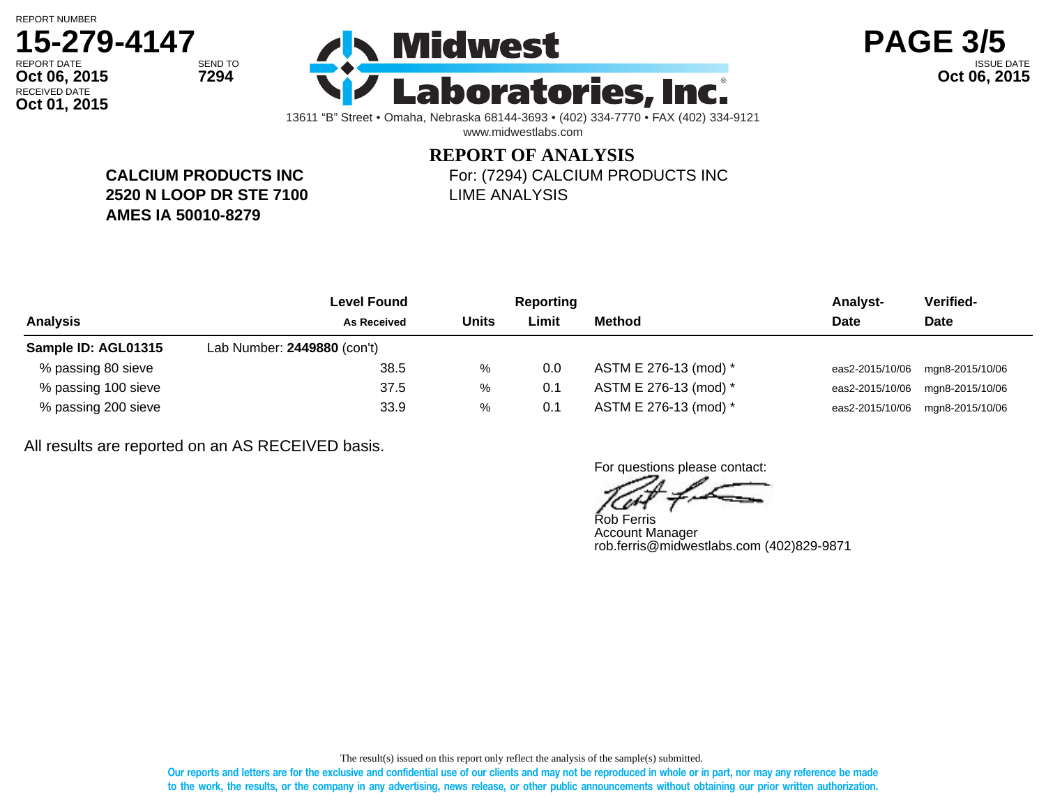REPORT NUMBER
**15-279-4147**

REPORT DATE
**Oct 06, 2015**

RECEIVED DATE
**Oct 01, 2015**

SEND TO
**7294**

# Midwest Laboratories, Inc.

13611 “B” Street • Omaha, Nebraska 68144-3693 • (402) 334-7770 • FAX (402) 334-9121
www.midwestlabs.com

ISSUE DATE
**Oct 06, 2015**

## REPORT OF ANALYSIS

**CALCIUM PRODUCTS INC**
**2520 N LOOP DR STE 7100**
**AMES IA 50010-8279**

For: (7294) CALCIUM PRODUCTS INC
LIME ANALYSIS

| Analysis | Level Found As Received | Units | Reporting Limit | Method | Analyst-Date | Verified-Date |
|---|---|---|---|---|---|---|
| **Sample ID: AGL01315** | Lab Number: **2449880** (con't) | | | | | |
| % passing 80 sieve | 38.5 | % | 0.0 | ASTM E 276-13 (mod) * | eas2-2015/10/06 | mgn8-2015/10/06 |
| % passing 100 sieve | 37.5 | % | 0.1 | ASTM E 276-13 (mod) * | eas2-2015/10/06 | mgn8-2015/10/06 |
| % passing 200 sieve | 33.9 | % | 0.1 | ASTM E 276-13 (mod) * | eas2-2015/10/06 | mgn8-2015/10/06 |

All results are reported on an AS RECEIVED basis.

For questions please contact:

Rob Ferris
Account Manager
rob.ferris@midwestlabs.com (402)829-9871

The result(s) issued on this report only reflect the analysis of the sample(s) submitted.

Our reports and letters are for the exclusive and confidential use of our clients and may not be reproduced in whole or in part, nor may any reference be made to the work, the results, or the company in any advertising, news release, or other public announcements without obtaining our prior written authorization.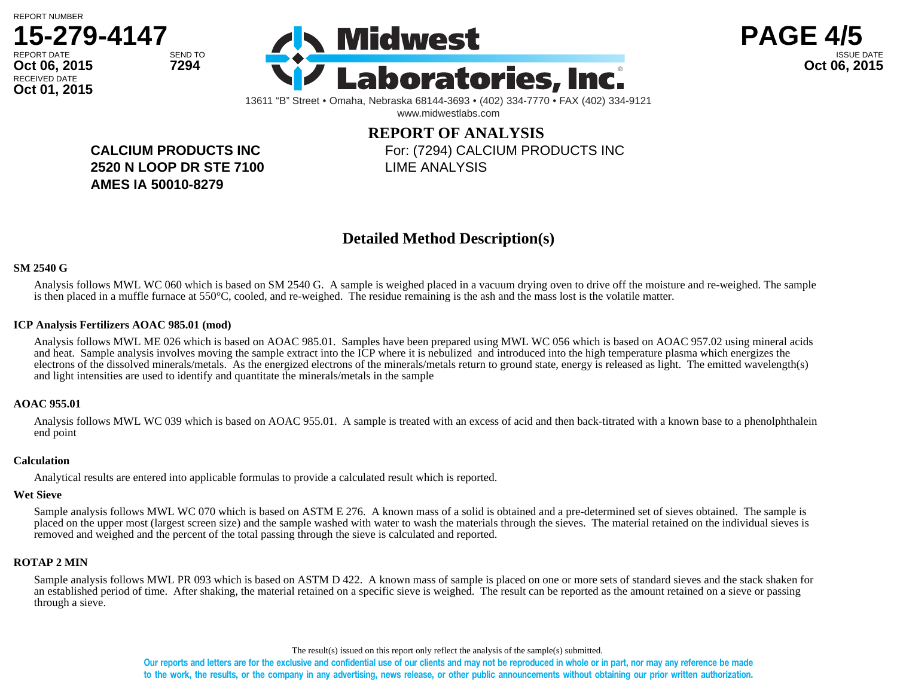REPORT NUMBER
**15-279-4147**

REPORT DATE **Oct 06, 2015** SEND TO **7294**
RECEIVED DATE **Oct 01, 2015**

ISSUE DATE **Oct 06, 2015**

**Midwest Laboratories, Inc.**
13611 "B" Street • Omaha, Nebraska 68144-3693 • (402) 334-7770 • FAX (402) 334-9121
www.midwestlabs.com

## REPORT OF ANALYSIS

**CALCIUM PRODUCTS INC**
**2520 N LOOP DR STE 7100**
**AMES IA 50010-8279**

For: (7294) CALCIUM PRODUCTS INC
LIME ANALYSIS

## Detailed Method Description(s)

**SM 2540 G**

Analysis follows MWL WC 060 which is based on SM 2540 G. A sample is weighed placed in a vacuum drying oven to drive off the moisture and re-weighed. The sample is then placed in a muffle furnace at 550°C, cooled, and re-weighed. The residue remaining is the ash and the mass lost is the volatile matter.

**ICP Analysis Fertilizers AOAC 985.01 (mod)**

Analysis follows MWL ME 026 which is based on AOAC 985.01. Samples have been prepared using MWL WC 056 which is based on AOAC 957.02 using mineral acids and heat. Sample analysis involves moving the sample extract into the ICP where it is nebulized and introduced into the high temperature plasma which energizes the electrons of the dissolved minerals/metals. As the energized electrons of the minerals/metals return to ground state, energy is released as light. The emitted wavelength(s) and light intensities are used to identify and quantitate the minerals/metals in the sample

**AOAC 955.01**

Analysis follows MWL WC 039 which is based on AOAC 955.01. A sample is treated with an excess of acid and then back-titrated with a known base to a phenolphthalein end point

**Calculation**

Analytical results are entered into applicable formulas to provide a calculated result which is reported.

**Wet Sieve**

Sample analysis follows MWL WC 070 which is based on ASTM E 276. A known mass of a solid is obtained and a pre-determined set of sieves obtained. The sample is placed on the upper most (largest screen size) and the sample washed with water to wash the materials through the sieves. The material retained on the individual sieves is removed and weighed and the percent of the total passing through the sieve is calculated and reported.

**ROTAP 2 MIN**

Sample analysis follows MWL PR 093 which is based on ASTM D 422. A known mass of sample is placed on one or more sets of standard sieves and the stack shaken for an established period of time. After shaking, the material retained on a specific sieve is weighed. The result can be reported as the amount retained on a sieve or passing through a sieve.

The result(s) issued on this report only reflect the analysis of the sample(s) submitted.

**Our reports and letters are for the exclusive and confidential use of our clients and may not be reproduced in whole or in part, nor may any reference be made to the work, the results, or the company in any advertising, news release, or other public announcements without obtaining our prior written authorization.**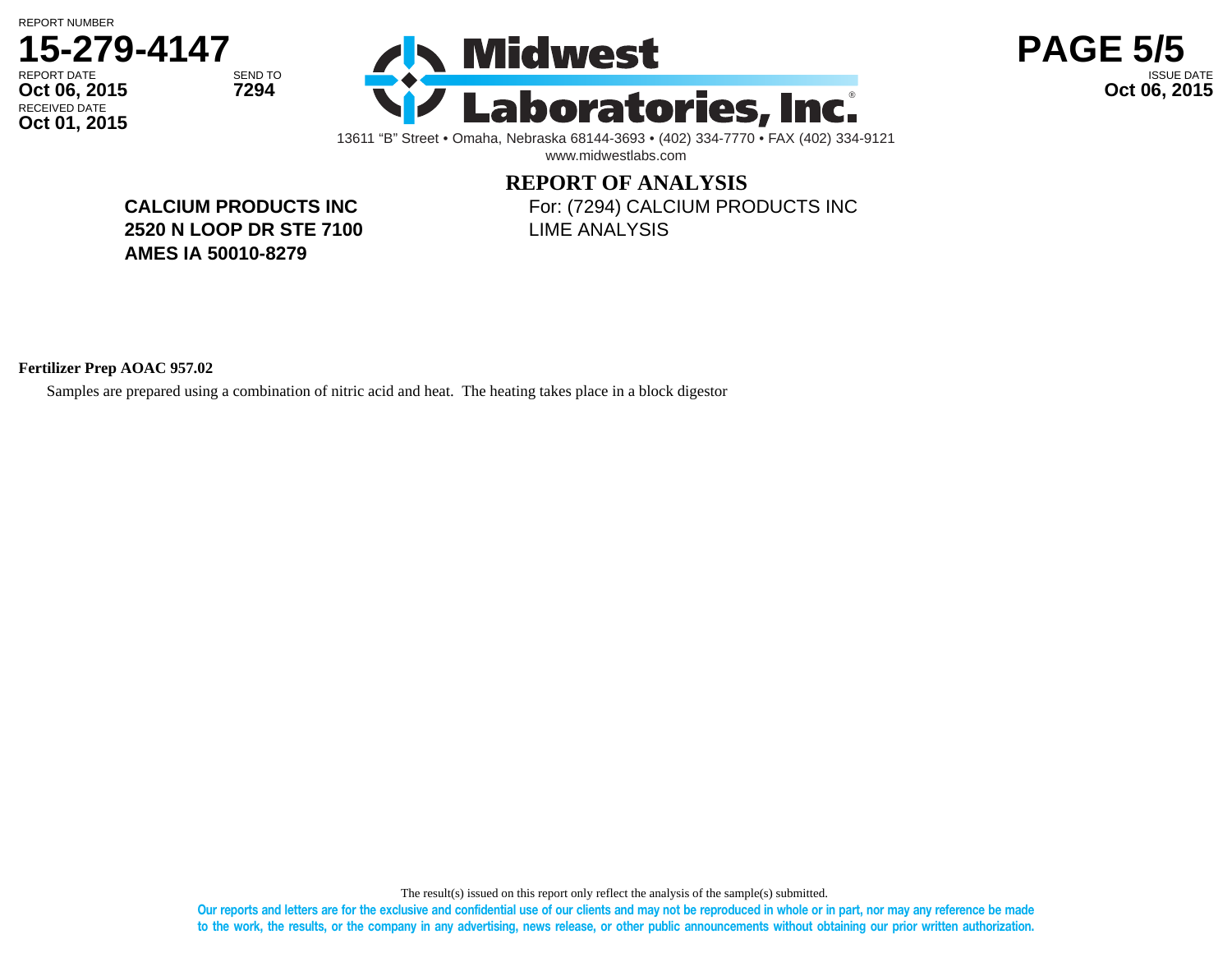REPORT NUMBER
**15-279-4147**

REPORT DATE **Oct 06, 2015** SEND TO **7294**
RECEIVED DATE **Oct 01, 2015**

ISSUE DATE **Oct 06, 2015**

**Midwest Laboratories, Inc.**

13611 "B" Street • Omaha, Nebraska 68144-3693 • (402) 334-7770 • FAX (402) 334-9121
www.midwestlabs.com

## REPORT OF ANALYSIS

**CALCIUM PRODUCTS INC**
**2520 N LOOP DR STE 7100**
**AMES IA 50010-8279**

For: (7294) CALCIUM PRODUCTS INC
LIME ANALYSIS

**Fertilizer Prep AOAC 957.02**

Samples are prepared using a combination of nitric acid and heat. The heating takes place in a block digestor

The result(s) issued on this report only reflect the analysis of the sample(s) submitted.

Our reports and letters are for the exclusive and confidential use of our clients and may not be reproduced in whole or in part, nor may any reference be made to the work, the results, or the company in any advertising, news release, or other public announcements without obtaining our prior written authorization.